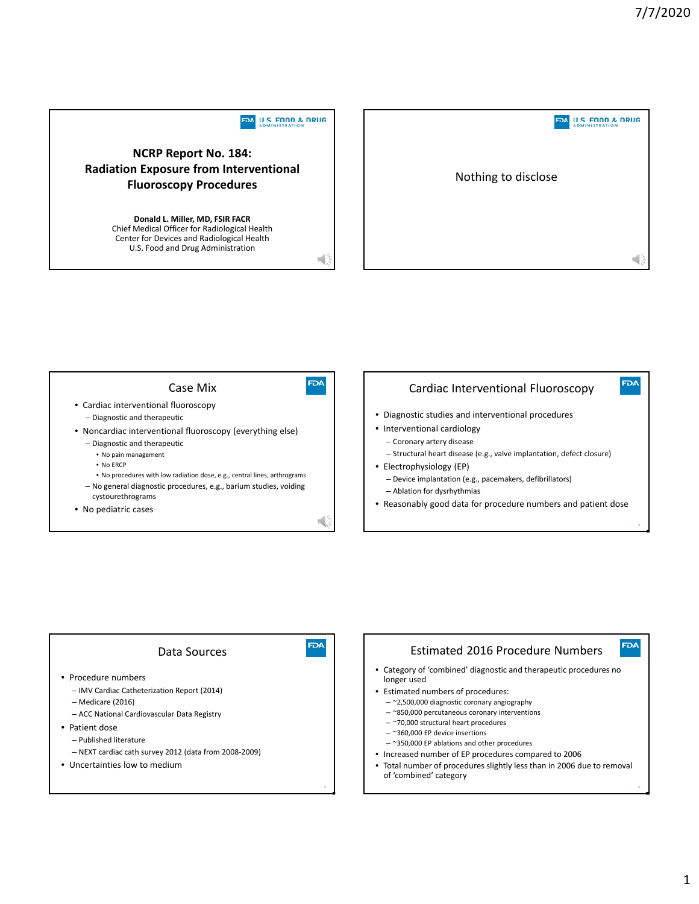# NCRP Report No. 184: Radiation Exposure from Interventional Fluoroscopy Procedures

**Donald L. Miller, MD, FSIR FACR**
Chief Medical Officer for Radiological Health
Center for Devices and Radiological Health
U.S. Food and Drug Administration

---

Nothing to disclose

---

## Case Mix

- Cardiac interventional fluoroscopy
  - Diagnostic and therapeutic
- Noncardiac interventional fluoroscopy (everything else)
  - Diagnostic and therapeutic
    - No pain management
    - No ERCP
    - No procedures with low radiation dose, e.g., central lines, arthrograms
  - No general diagnostic procedures, e.g., barium studies, voiding cystourethrograms
- No pediatric cases

---

## Cardiac Interventional Fluoroscopy

- Diagnostic studies and interventional procedures
- Interventional cardiology
  - Coronary artery disease
  - Structural heart disease (e.g., valve implantation, defect closure)
- Electrophysiology (EP)
  - Device implantation (e.g., pacemakers, defibrillators)
  - Ablation for dysrhythmias
- Reasonably good data for procedure numbers and patient dose

---

## Data Sources

- Procedure numbers
  - IMV Cardiac Catheterization Report (2014)
  - Medicare (2016)
  - ACC National Cardiovascular Data Registry
- Patient dose
  - Published literature
  - NEXT cardiac cath survey 2012 (data from 2008-2009)
- Uncertainties low to medium

---

## Estimated 2016 Procedure Numbers

- Category of 'combined' diagnostic and therapeutic procedures no longer used
- Estimated numbers of procedures:
  - ~2,500,000 diagnostic coronary angiography
  - ~850,000 percutaneous coronary interventions
  - ~70,000 structural heart procedures
  - ~360,000 EP device insertions
  - ~350,000 EP ablations and other procedures
- Increased number of EP procedures compared to 2006
- Total number of procedures slightly less than in 2006 due to removal of 'combined' category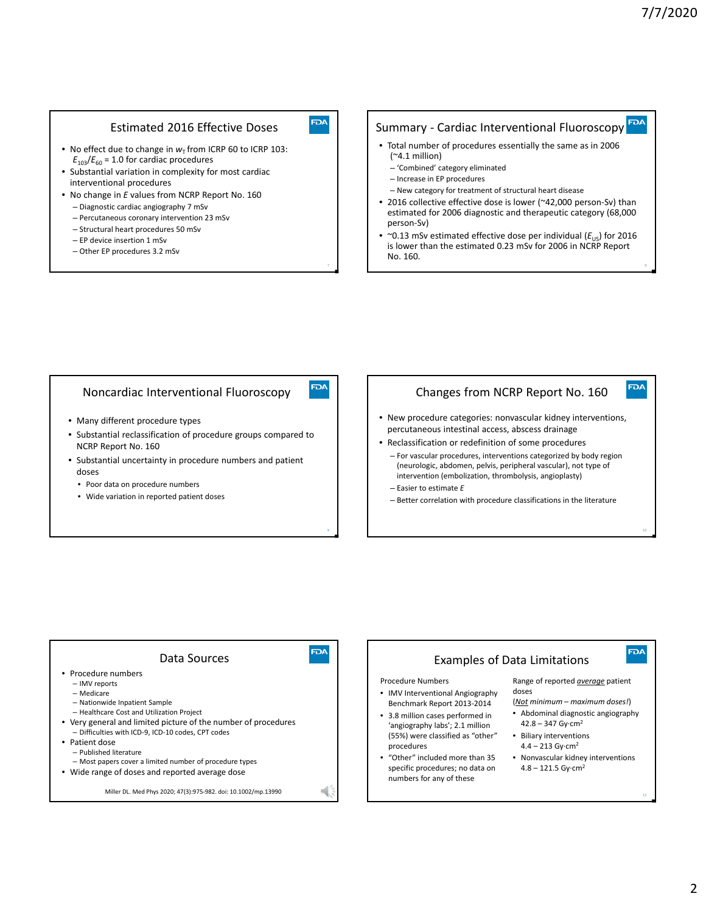## Estimated 2016 Effective Doses

- No effect due to change in $w_T$ from ICRP 60 to ICRP 103: $E_{103}/E_{60}$ = 1.0 for cardiac procedures
- Substantial variation in complexity for most cardiac interventional procedures
- No change in $E$ values from NCRP Report No. 160
  - Diagnostic cardiac angiography 7 mSv
  - Percutaneous coronary intervention 23 mSv
  - Structural heart procedures 50 mSv
  - EP device insertion 1 mSv
  - Other EP procedures 3.2 mSv

## Summary - Cardiac Interventional Fluoroscopy

- Total number of procedures essentially the same as in 2006 (~4.1 million)
  - 'Combined' category eliminated
  - Increase in EP procedures
  - New category for treatment of structural heart disease
- 2016 collective effective dose is lower (~42,000 person-Sv) than estimated for 2006 diagnostic and therapeutic category (68,000 person-Sv)
- ~0.13 mSv estimated effective dose per individual ($E_{US}$) for 2016 is lower than the estimated 0.23 mSv for 2006 in NCRP Report No. 160.

## Noncardiac Interventional Fluoroscopy

- Many different procedure types
- Substantial reclassification of procedure groups compared to NCRP Report No. 160
- Substantial uncertainty in procedure numbers and patient doses
  - Poor data on procedure numbers
  - Wide variation in reported patient doses

## Changes from NCRP Report No. 160

- New procedure categories: nonvascular kidney interventions, percutaneous intestinal access, abscess drainage
- Reclassification or redefinition of some procedures
  - For vascular procedures, interventions categorized by body region (neurologic, abdomen, pelvis, peripheral vascular), not type of intervention (embolization, thrombolysis, angioplasty)
  - Easier to estimate $E$
  - Better correlation with procedure classifications in the literature

## Data Sources

- Procedure numbers
  - IMV reports
  - Medicare
  - Nationwide Inpatient Sample
  - Healthcare Cost and Utilization Project
- Very general and limited picture of the number of procedures
  - Difficulties with ICD-9, ICD-10 codes, CPT codes
- Patient dose
  - Published literature
  - Most papers cover a limited number of procedure types
- Wide range of doses and reported average dose

Miller DL. Med Phys 2020; 47(3):975-982. doi: 10.1002/mp.13990

## Examples of Data Limitations

Procedure Numbers

- IMV Interventional Angiography Benchmark Report 2013-2014
- 3.8 million cases performed in 'angiography labs'; 2.1 million (55%) were classified as "other" procedures
- "Other" included more than 35 specific procedures; no data on numbers for any of these

Range of reported *__average__* patient doses

(*__Not__ minimum – maximum doses!*)

- Abdominal diagnostic angiography 42.8 – 347 Gy·cm$^2$
- Biliary interventions 4.4 – 213 Gy·cm$^2$
- Nonvascular kidney interventions 4.8 – 121.5 Gy·cm$^2$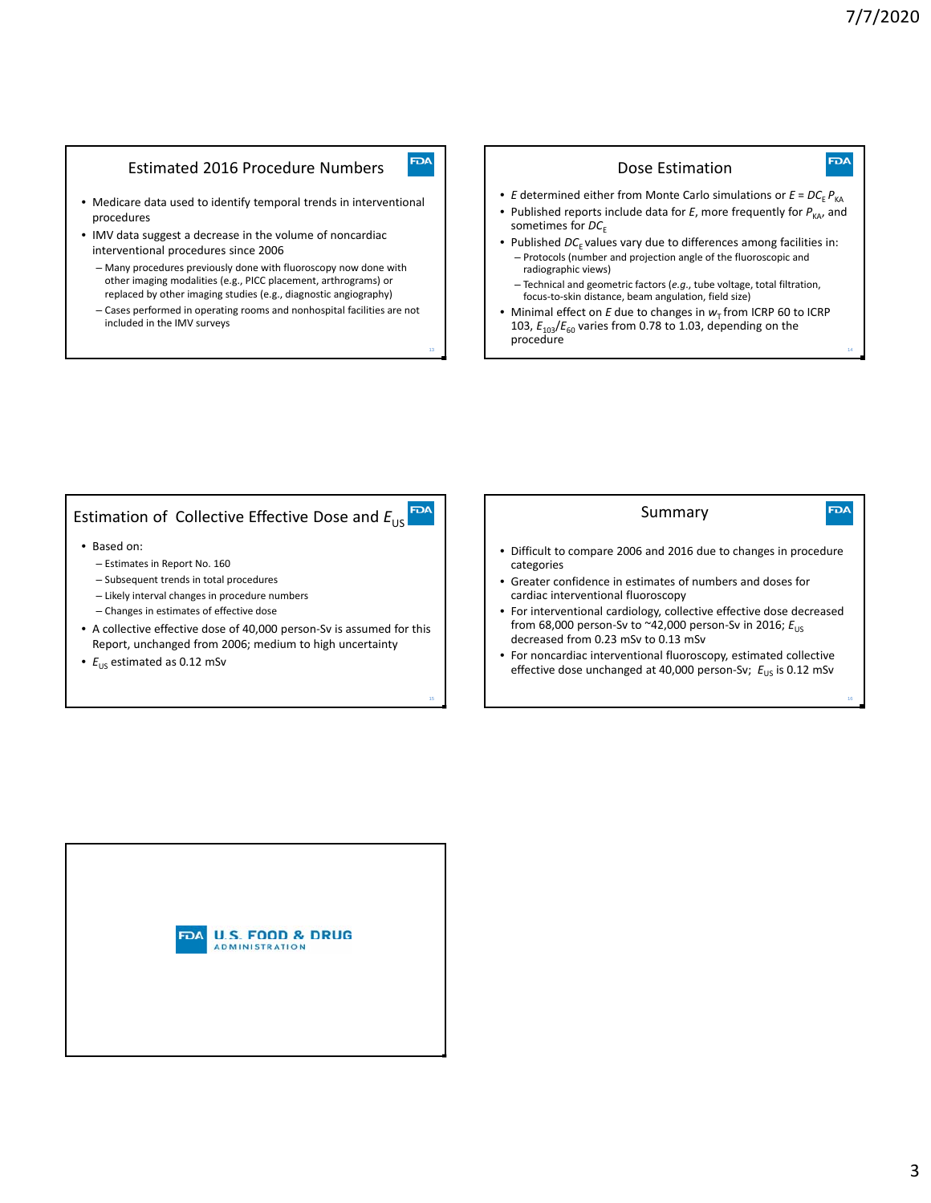## Estimated 2016 Procedure Numbers

- Medicare data used to identify temporal trends in interventional procedures
- IMV data suggest a decrease in the volume of noncardiac interventional procedures since 2006
  - Many procedures previously done with fluoroscopy now done with other imaging modalities (e.g., PICC placement, arthrograms) or replaced by other imaging studies (e.g., diagnostic angiography)
  - Cases performed in operating rooms and nonhospital facilities are not included in the IMV surveys

## Dose Estimation

- $E$ determined either from Monte Carlo simulations or $E = DC_E\, P_{KA}$
- Published reports include data for $E$, more frequently for $P_{KA}$, and sometimes for $DC_E$
- Published $DC_E$ values vary due to differences among facilities in:
  - Protocols (number and projection angle of the fluoroscopic and radiographic views)
  - Technical and geometric factors (*e.g.*, tube voltage, total filtration, focus-to-skin distance, beam angulation, field size)
- Minimal effect on $E$ due to changes in $w_T$ from ICRP 60 to ICRP 103, $E_{103}/E_{60}$ varies from 0.78 to 1.03, depending on the procedure

## Estimation of Collective Effective Dose and $E_{US}$

- Based on:
  - Estimates in Report No. 160
  - Subsequent trends in total procedures
  - Likely interval changes in procedure numbers
  - Changes in estimates of effective dose
- A collective effective dose of 40,000 person-Sv is assumed for this Report, unchanged from 2006; medium to high uncertainty
- $E_{US}$ estimated as 0.12 mSv

## Summary

- Difficult to compare 2006 and 2016 due to changes in procedure categories
- Greater confidence in estimates of numbers and doses for cardiac interventional fluoroscopy
- For interventional cardiology, collective effective dose decreased from 68,000 person-Sv to ~42,000 person-Sv in 2016; $E_{US}$ decreased from 0.23 mSv to 0.13 mSv
- For noncardiac interventional fluoroscopy, estimated collective effective dose unchanged at 40,000 person-Sv; $E_{US}$ is 0.12 mSv

FDA U.S. FOOD & DRUG ADMINISTRATION